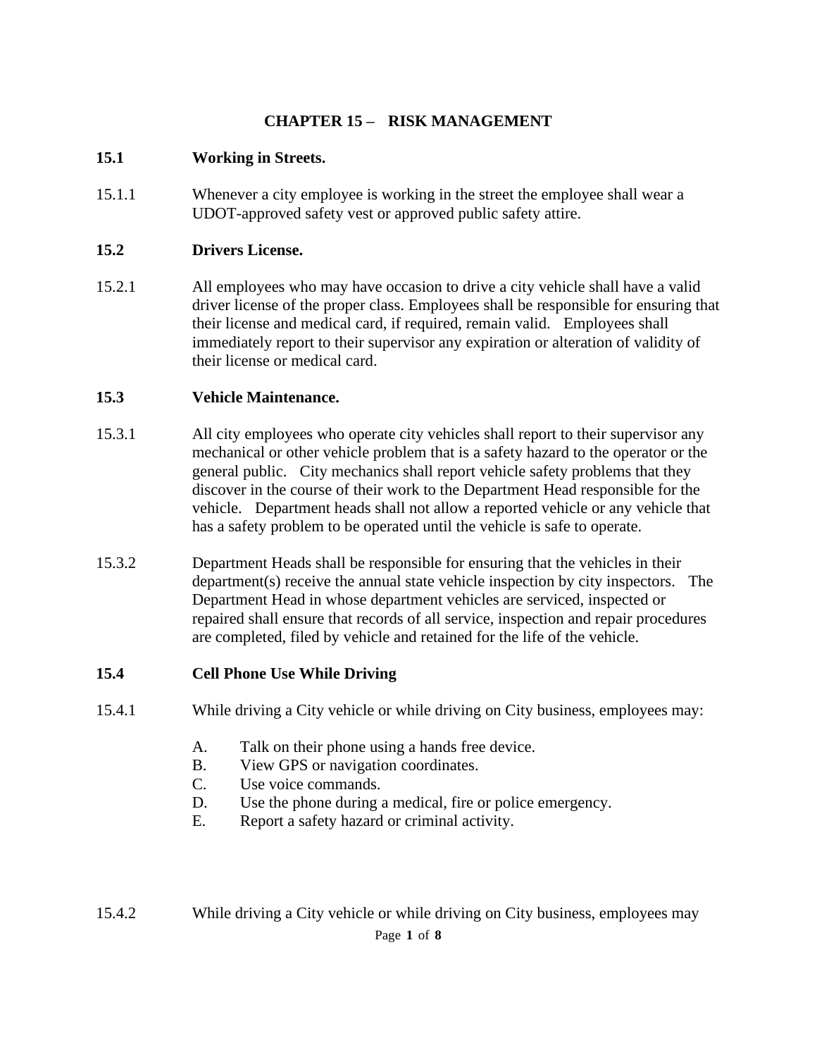# CHAPTER 15 – RISK MANAGEMENT

## 15.1 Working in Streets.

15.1.1 Whenever a city employee is working in the street the employee shall wear a UDOT-approved safety vest or approved public safety attire.

## 15.2 Drivers License.

15.2.1 All employees who may have occasion to drive a city vehicle shall have a valid driver license of the proper class. Employees shall be responsible for ensuring that their license and medical card, if required, remain valid. Employees shall immediately report to their supervisor any expiration or alteration of validity of their license or medical card.

## 15.3 Vehicle Maintenance.

15.3.1 All city employees who operate city vehicles shall report to their supervisor any mechanical or other vehicle problem that is a safety hazard to the operator or the general public. City mechanics shall report vehicle safety problems that they discover in the course of their work to the Department Head responsible for the vehicle. Department heads shall not allow a reported vehicle or any vehicle that has a safety problem to be operated until the vehicle is safe to operate.

15.3.2 Department Heads shall be responsible for ensuring that the vehicles in their department(s) receive the annual state vehicle inspection by city inspectors. The Department Head in whose department vehicles are serviced, inspected or repaired shall ensure that records of all service, inspection and repair procedures are completed, filed by vehicle and retained for the life of the vehicle.

## 15.4 Cell Phone Use While Driving

15.4.1 While driving a City vehicle or while driving on City business, employees may:

A. Talk on their phone using a hands free device.
B. View GPS or navigation coordinates.
C. Use voice commands.
D. Use the phone during a medical, fire or police emergency.
E. Report a safety hazard or criminal activity.

15.4.2 While driving a City vehicle or while driving on City business, employees may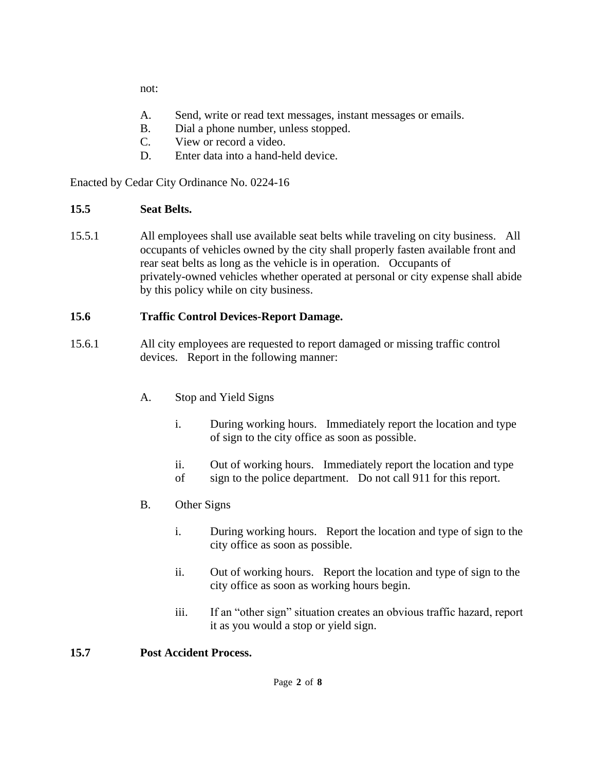not:

A. Send, write or read text messages, instant messages or emails.
B. Dial a phone number, unless stopped.
C. View or record a video.
D. Enter data into a hand-held device.

Enacted by Cedar City Ordinance No. 0224-16

### 15.5 Seat Belts.

15.5.1 All employees shall use available seat belts while traveling on city business. All occupants of vehicles owned by the city shall properly fasten available front and rear seat belts as long as the vehicle is in operation. Occupants of privately-owned vehicles whether operated at personal or city expense shall abide by this policy while on city business.

### 15.6 Traffic Control Devices-Report Damage.

15.6.1 All city employees are requested to report damaged or missing traffic control devices. Report in the following manner:

A. Stop and Yield Signs

i. During working hours. Immediately report the location and type of sign to the city office as soon as possible.

ii. Out of working hours. Immediately report the location and type of sign to the police department. Do not call 911 for this report.

B. Other Signs

i. During working hours. Report the location and type of sign to the city office as soon as possible.

ii. Out of working hours. Report the location and type of sign to the city office as soon as working hours begin.

iii. If an "other sign" situation creates an obvious traffic hazard, report it as you would a stop or yield sign.

### 15.7 Post Accident Process.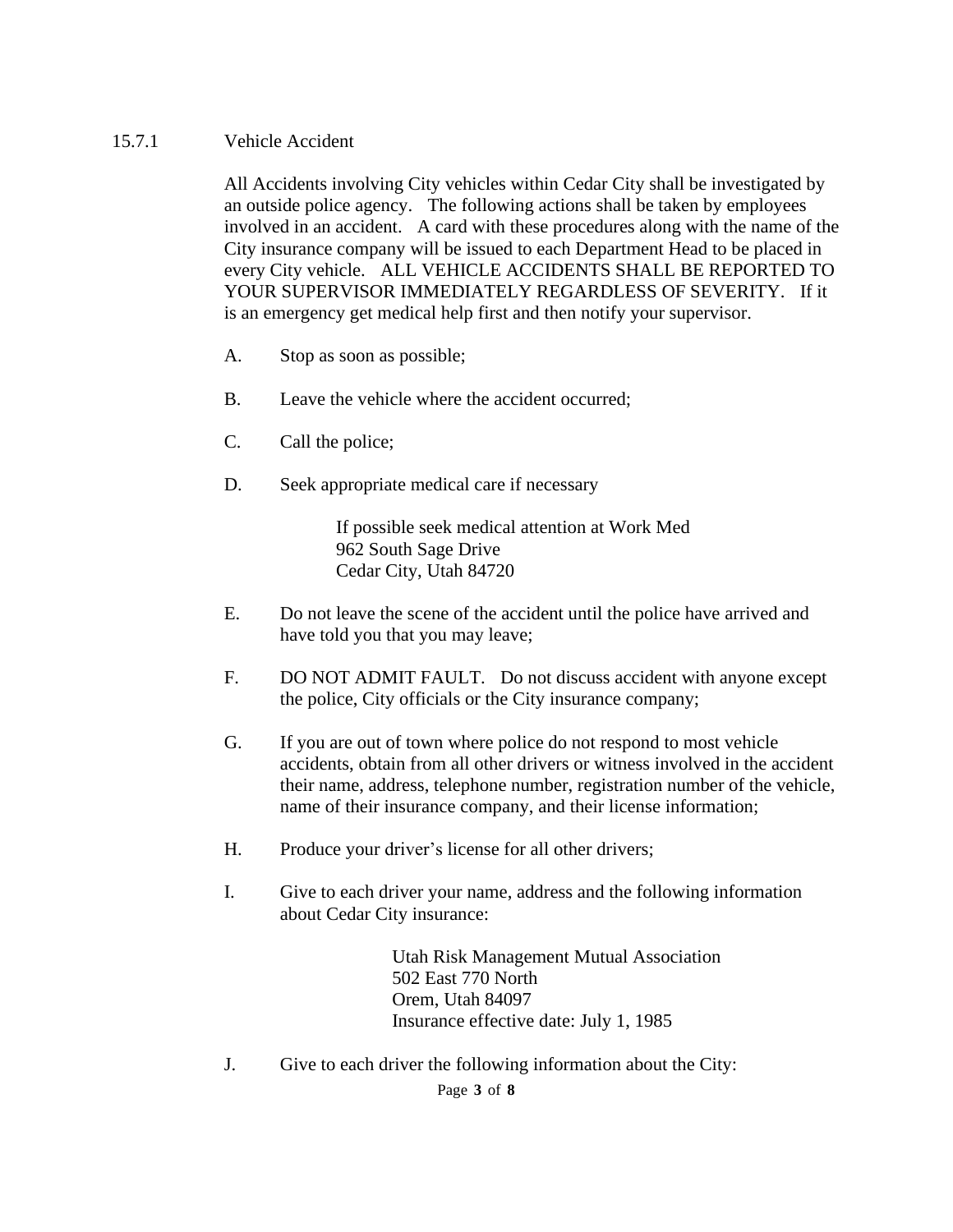### 15.7.1 Vehicle Accident

All Accidents involving City vehicles within Cedar City shall be investigated by an outside police agency. The following actions shall be taken by employees involved in an accident. A card with these procedures along with the name of the City insurance company will be issued to each Department Head to be placed in every City vehicle. ALL VEHICLE ACCIDENTS SHALL BE REPORTED TO YOUR SUPERVISOR IMMEDIATELY REGARDLESS OF SEVERITY. If it is an emergency get medical help first and then notify your supervisor.

A. Stop as soon as possible;

B. Leave the vehicle where the accident occurred;

C. Call the police;

D. Seek appropriate medical care if necessary

   If possible seek medical attention at Work Med
   962 South Sage Drive
   Cedar City, Utah 84720

E. Do not leave the scene of the accident until the police have arrived and have told you that you may leave;

F. DO NOT ADMIT FAULT. Do not discuss accident with anyone except the police, City officials or the City insurance company;

G. If you are out of town where police do not respond to most vehicle accidents, obtain from all other drivers or witness involved in the accident their name, address, telephone number, registration number of the vehicle, name of their insurance company, and their license information;

H. Produce your driver's license for all other drivers;

I. Give to each driver your name, address and the following information about Cedar City insurance:

   Utah Risk Management Mutual Association
   502 East 770 North
   Orem, Utah 84097
   Insurance effective date: July 1, 1985

J. Give to each driver the following information about the City: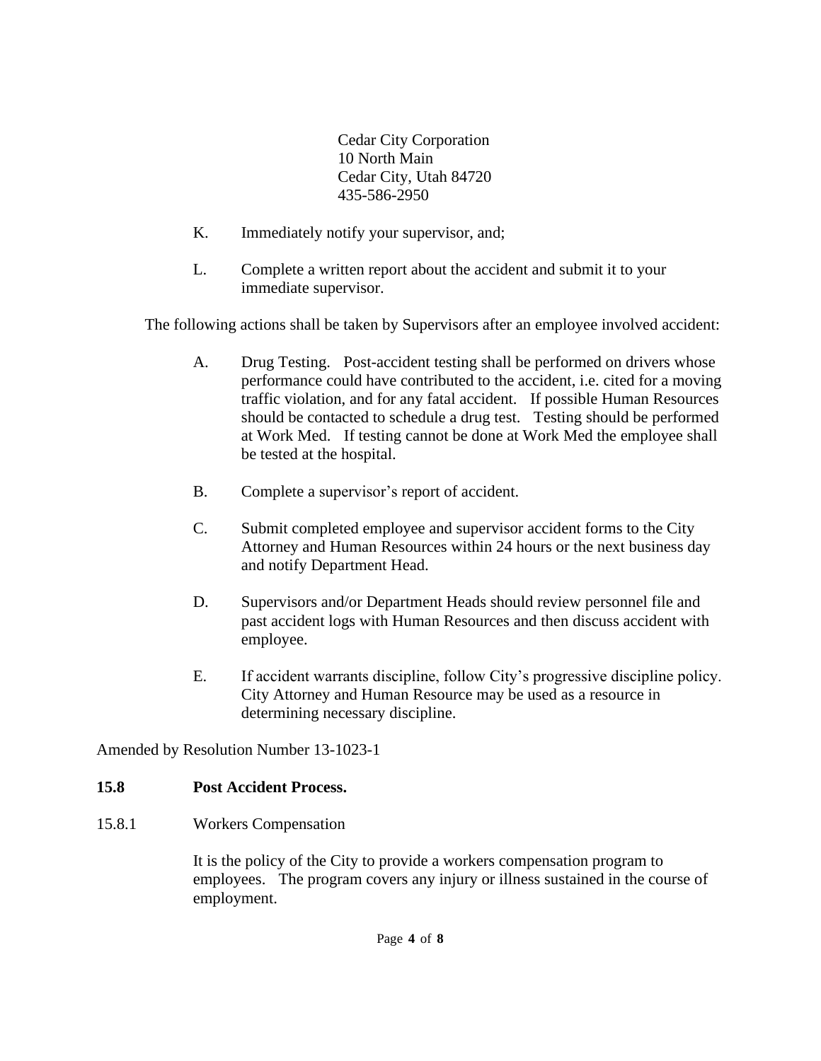Cedar City Corporation
10 North Main
Cedar City, Utah 84720
435-586-2950

K. Immediately notify your supervisor, and;

L. Complete a written report about the accident and submit it to your immediate supervisor.

The following actions shall be taken by Supervisors after an employee involved accident:

A. Drug Testing. Post-accident testing shall be performed on drivers whose performance could have contributed to the accident, i.e. cited for a moving traffic violation, and for any fatal accident. If possible Human Resources should be contacted to schedule a drug test. Testing should be performed at Work Med. If testing cannot be done at Work Med the employee shall be tested at the hospital.

B. Complete a supervisor's report of accident.

C. Submit completed employee and supervisor accident forms to the City Attorney and Human Resources within 24 hours or the next business day and notify Department Head.

D. Supervisors and/or Department Heads should review personnel file and past accident logs with Human Resources and then discuss accident with employee.

E. If accident warrants discipline, follow City's progressive discipline policy. City Attorney and Human Resource may be used as a resource in determining necessary discipline.

Amended by Resolution Number 13-1023-1

**15.8 Post Accident Process.**

15.8.1 Workers Compensation

It is the policy of the City to provide a workers compensation program to employees. The program covers any injury or illness sustained in the course of employment.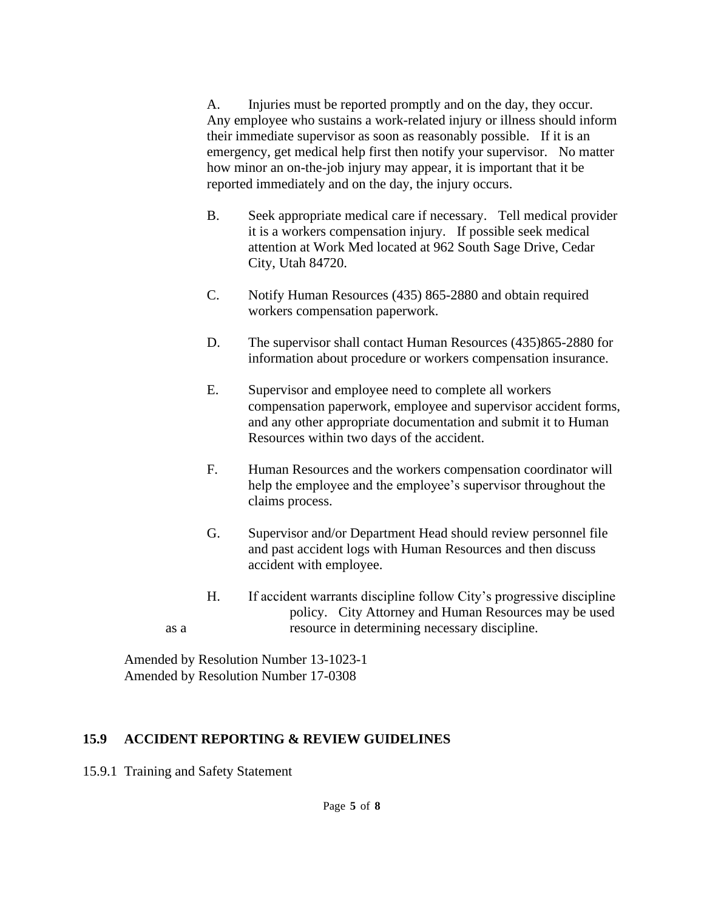A. Injuries must be reported promptly and on the day, they occur. Any employee who sustains a work-related injury or illness should inform their immediate supervisor as soon as reasonably possible. If it is an emergency, get medical help first then notify your supervisor. No matter how minor an on-the-job injury may appear, it is important that it be reported immediately and on the day, the injury occurs.

B. Seek appropriate medical care if necessary. Tell medical provider it is a workers compensation injury. If possible seek medical attention at Work Med located at 962 South Sage Drive, Cedar City, Utah 84720.

C. Notify Human Resources (435) 865-2880 and obtain required workers compensation paperwork.

D. The supervisor shall contact Human Resources (435)865-2880 for information about procedure or workers compensation insurance.

E. Supervisor and employee need to complete all workers compensation paperwork, employee and supervisor accident forms, and any other appropriate documentation and submit it to Human Resources within two days of the accident.

F. Human Resources and the workers compensation coordinator will help the employee and the employee's supervisor throughout the claims process.

G. Supervisor and/or Department Head should review personnel file and past accident logs with Human Resources and then discuss accident with employee.

H. If accident warrants discipline follow City's progressive discipline policy. City Attorney and Human Resources may be used as a resource in determining necessary discipline.

Amended by Resolution Number 13-1023-1
Amended by Resolution Number 17-0308

## 15.9 ACCIDENT REPORTING & REVIEW GUIDELINES

15.9.1 Training and Safety Statement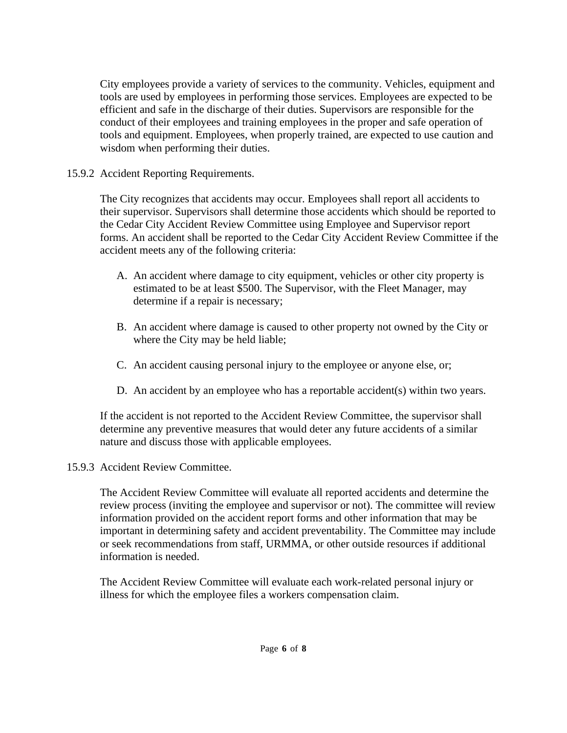City employees provide a variety of services to the community. Vehicles, equipment and tools are used by employees in performing those services. Employees are expected to be efficient and safe in the discharge of their duties. Supervisors are responsible for the conduct of their employees and training employees in the proper and safe operation of tools and equipment. Employees, when properly trained, are expected to use caution and wisdom when performing their duties.

15.9.2 Accident Reporting Requirements.

The City recognizes that accidents may occur. Employees shall report all accidents to their supervisor. Supervisors shall determine those accidents which should be reported to the Cedar City Accident Review Committee using Employee and Supervisor report forms. An accident shall be reported to the Cedar City Accident Review Committee if the accident meets any of the following criteria:

A. An accident where damage to city equipment, vehicles or other city property is estimated to be at least $500. The Supervisor, with the Fleet Manager, may determine if a repair is necessary;

B. An accident where damage is caused to other property not owned by the City or where the City may be held liable;

C. An accident causing personal injury to the employee or anyone else, or;

D. An accident by an employee who has a reportable accident(s) within two years.

If the accident is not reported to the Accident Review Committee, the supervisor shall determine any preventive measures that would deter any future accidents of a similar nature and discuss those with applicable employees.

15.9.3 Accident Review Committee.

The Accident Review Committee will evaluate all reported accidents and determine the review process (inviting the employee and supervisor or not). The committee will review information provided on the accident report forms and other information that may be important in determining safety and accident preventability. The Committee may include or seek recommendations from staff, URMMA, or other outside resources if additional information is needed.

The Accident Review Committee will evaluate each work-related personal injury or illness for which the employee files a workers compensation claim.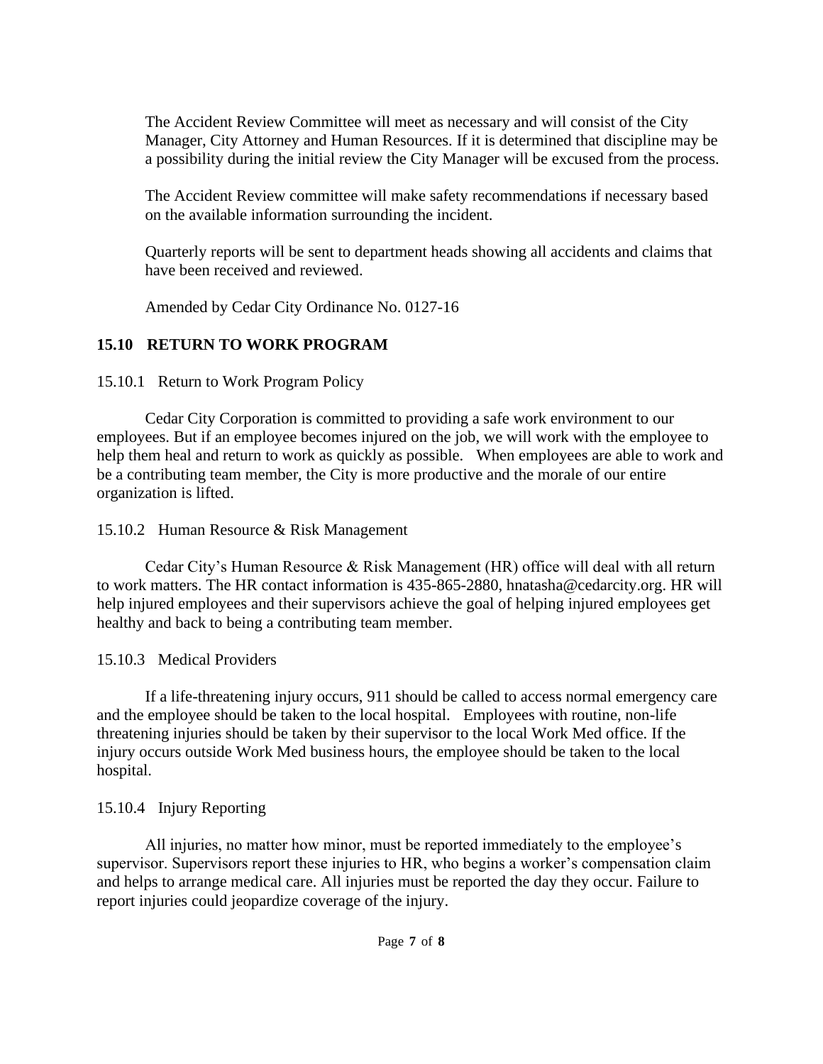The Accident Review Committee will meet as necessary and will consist of the City Manager, City Attorney and Human Resources. If it is determined that discipline may be a possibility during the initial review the City Manager will be excused from the process.

The Accident Review committee will make safety recommendations if necessary based on the available information surrounding the incident.

Quarterly reports will be sent to department heads showing all accidents and claims that have been received and reviewed.

Amended by Cedar City Ordinance No. 0127-16

## 15.10 RETURN TO WORK PROGRAM

15.10.1 Return to Work Program Policy

Cedar City Corporation is committed to providing a safe work environment to our employees. But if an employee becomes injured on the job, we will work with the employee to help them heal and return to work as quickly as possible. When employees are able to work and be a contributing team member, the City is more productive and the morale of our entire organization is lifted.

15.10.2 Human Resource & Risk Management

Cedar City's Human Resource & Risk Management (HR) office will deal with all return to work matters. The HR contact information is 435-865-2880, hnatasha@cedarcity.org. HR will help injured employees and their supervisors achieve the goal of helping injured employees get healthy and back to being a contributing team member.

15.10.3 Medical Providers

If a life-threatening injury occurs, 911 should be called to access normal emergency care and the employee should be taken to the local hospital. Employees with routine, non-life threatening injuries should be taken by their supervisor to the local Work Med office. If the injury occurs outside Work Med business hours, the employee should be taken to the local hospital.

15.10.4 Injury Reporting

All injuries, no matter how minor, must be reported immediately to the employee's supervisor. Supervisors report these injuries to HR, who begins a worker's compensation claim and helps to arrange medical care. All injuries must be reported the day they occur. Failure to report injuries could jeopardize coverage of the injury.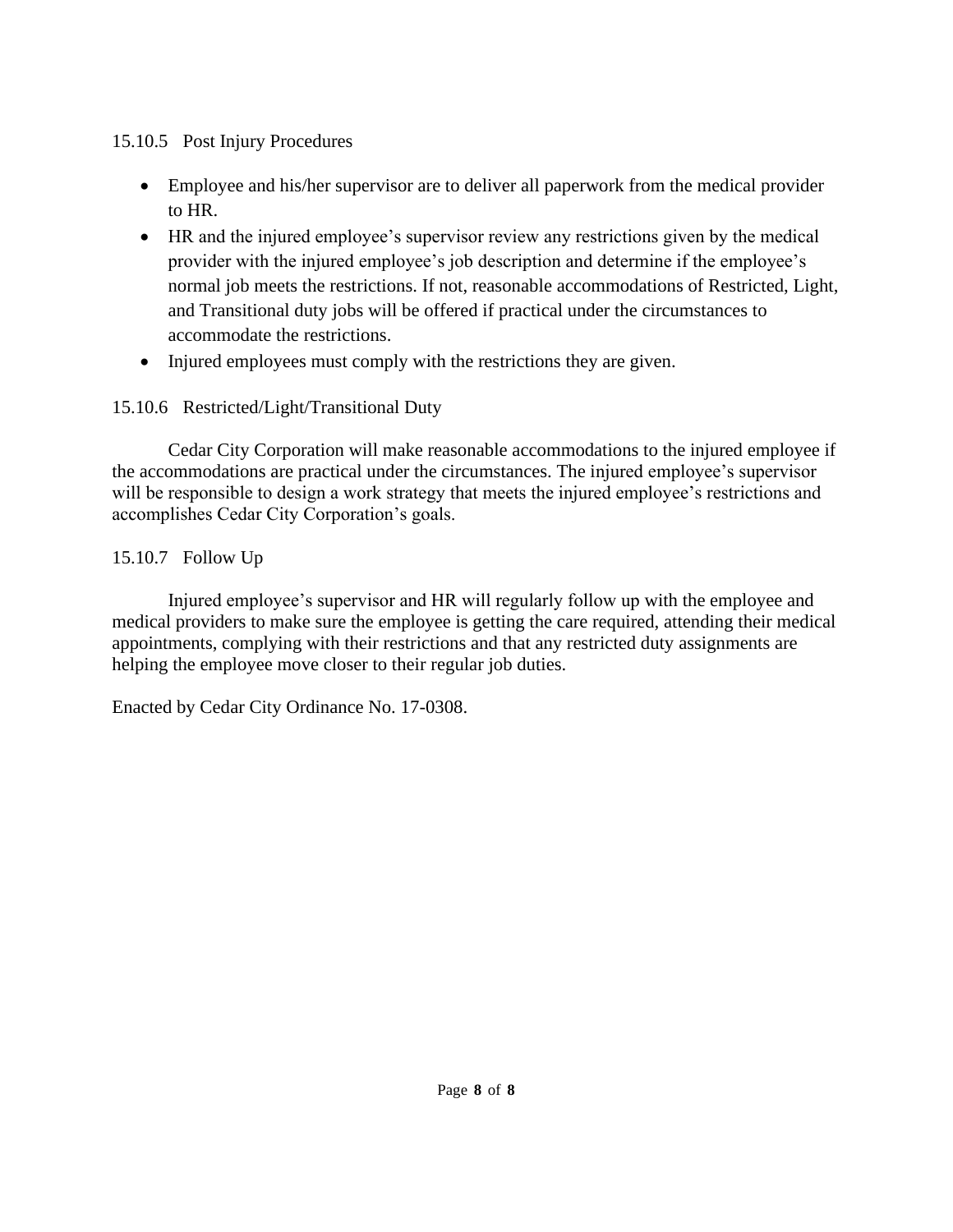### 15.10.5 Post Injury Procedures

- Employee and his/her supervisor are to deliver all paperwork from the medical provider to HR.
- HR and the injured employee's supervisor review any restrictions given by the medical provider with the injured employee's job description and determine if the employee's normal job meets the restrictions. If not, reasonable accommodations of Restricted, Light, and Transitional duty jobs will be offered if practical under the circumstances to accommodate the restrictions.
- Injured employees must comply with the restrictions they are given.

### 15.10.6 Restricted/Light/Transitional Duty

Cedar City Corporation will make reasonable accommodations to the injured employee if the accommodations are practical under the circumstances. The injured employee's supervisor will be responsible to design a work strategy that meets the injured employee's restrictions and accomplishes Cedar City Corporation's goals.

### 15.10.7 Follow Up

Injured employee's supervisor and HR will regularly follow up with the employee and medical providers to make sure the employee is getting the care required, attending their medical appointments, complying with their restrictions and that any restricted duty assignments are helping the employee move closer to their regular job duties.

Enacted by Cedar City Ordinance No. 17-0308.